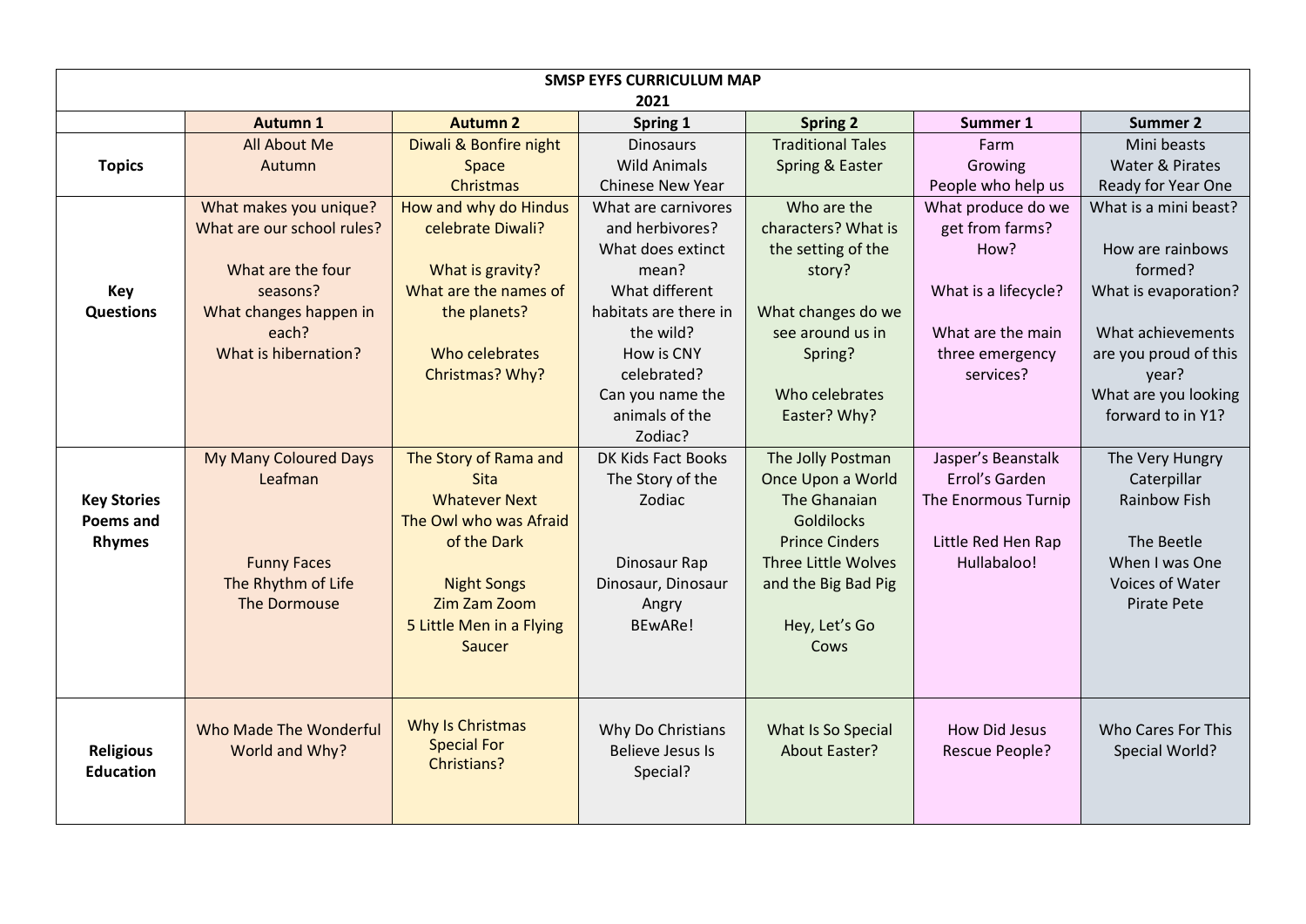# SMSP EYFS CURRICULUM MAP
## 2021

| | Autumn 1 | Autumn 2 | Spring 1 | Spring 2 | Summer 1 | Summer 2 |
|---|---|---|---|---|---|---|
| **Topics** | All About Me<br>Autumn | Diwali & Bonfire night<br>Space<br>Christmas | Dinosaurs<br>Wild Animals<br>Chinese New Year | Traditional Tales<br>Spring & Easter | Farm<br>Growing<br>People who help us | Mini beasts<br>Water & Pirates<br>Ready for Year One |
| **Key Questions** | What makes you unique?<br>What are our school rules?<br><br>What are the four seasons?<br>What changes happen in each?<br>What is hibernation? | How and why do Hindus celebrate Diwali?<br><br>What is gravity?<br>What are the names of the planets?<br><br>Who celebrates Christmas? Why? | What are carnivores and herbivores?<br>What does extinct mean?<br>What different habitats are there in the wild?<br>How is CNY celebrated?<br>Can you name the animals of the Zodiac? | Who are the characters? What is the setting of the story?<br><br>What changes do we see around us in Spring?<br><br>Who celebrates Easter? Why? | What produce do we get from farms? How?<br><br>What is a lifecycle?<br><br>What are the main three emergency services? | What is a mini beast?<br><br>How are rainbows formed?<br>What is evaporation?<br><br>What achievements are you proud of this year?<br>What are you looking forward to in Y1? |
| **Key Stories Poems and Rhymes** | My Many Coloured Days<br>Leafman<br><br>Funny Faces<br>The Rhythm of Life<br>The Dormouse | The Story of Rama and Sita<br>Whatever Next<br>The Owl who was Afraid of the Dark<br><br>Night Songs<br>Zim Zam Zoom<br>5 Little Men in a Flying Saucer | DK Kids Fact Books<br>The Story of the Zodiac<br><br>Dinosaur Rap<br>Dinosaur, Dinosaur Angry<br>BEwARe! | The Jolly Postman<br>Once Upon a World<br>The Ghanaian Goldilocks<br>Prince Cinders<br>Three Little Wolves and the Big Bad Pig<br><br>Hey, Let's Go<br>Cows | Jasper's Beanstalk<br>Errol's Garden<br>The Enormous Turnip<br><br>Little Red Hen Rap<br>Hullabaloo! | The Very Hungry Caterpillar<br>Rainbow Fish<br><br>The Beetle<br>When I was One<br>Voices of Water<br>Pirate Pete |
| **Religious Education** | Who Made The Wonderful World and Why? | Why Is Christmas Special For Christians? | Why Do Christians Believe Jesus Is Special? | What Is So Special About Easter? | How Did Jesus Rescue People? | Who Cares For This Special World? |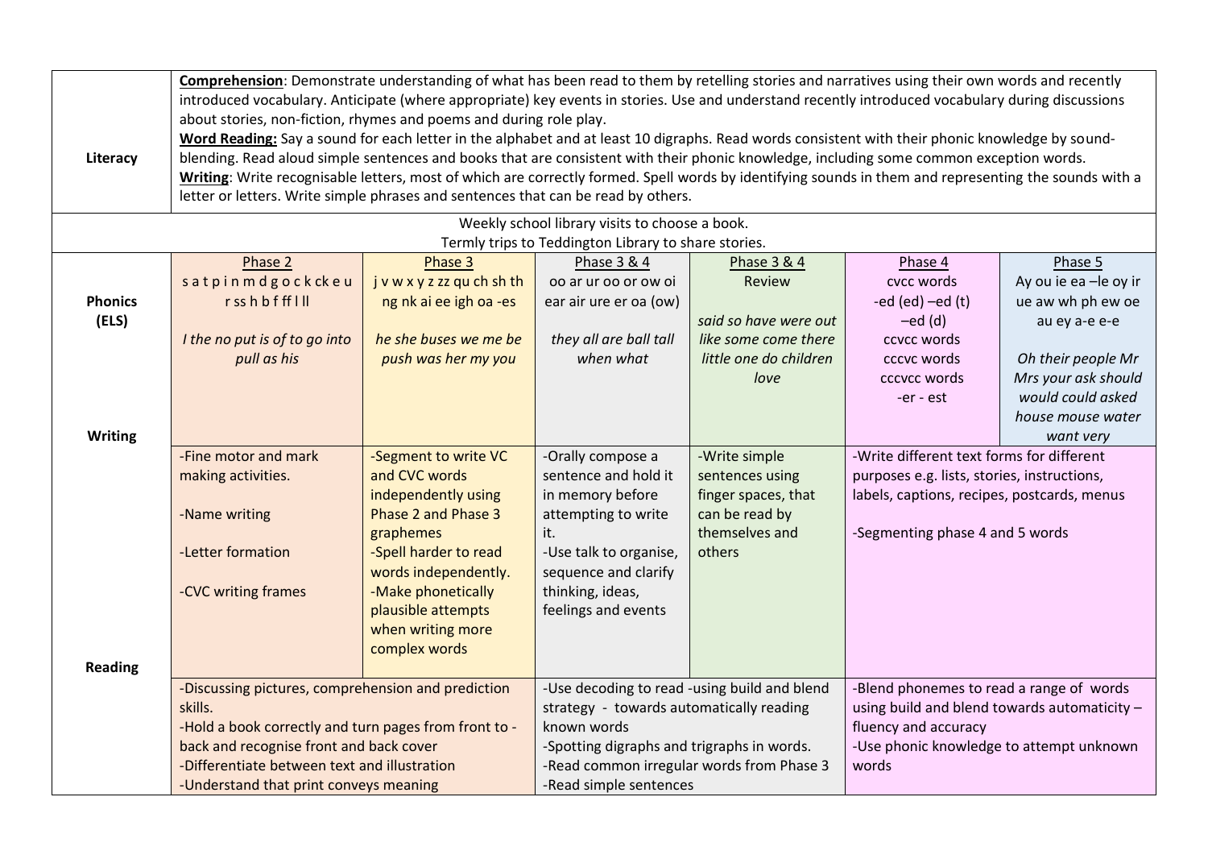| | | | | | | |
|---|---|---|---|---|---|---|
| **Literacy** | **Comprehension**: Demonstrate understanding of what has been read to them by retelling stories and narratives using their own words and recently introduced vocabulary. Anticipate (where appropriate) key events in stories. Use and understand recently introduced vocabulary during discussions about stories, non-fiction, rhymes and poems and during role play.<br>**Word Reading:** Say a sound for each letter in the alphabet and at least 10 digraphs. Read words consistent with their phonic knowledge by sound-blending. Read aloud simple sentences and books that are consistent with their phonic knowledge, including some common exception words.<br>**Writing**: Write recognisable letters, most of which are correctly formed. Spell words by identifying sounds in them and representing the sounds with a letter or letters. Write simple phrases and sentences that can be read by others. | | | | | |
| Weekly school library visits to choose a book.<br>Termly trips to Teddington Library to share stories. | | | | | | |
| **Phonics (ELS)** | Phase 2<br>s a t p i n m d g o c k ck e u r ss h b f ff l ll<br><br>*I the no put is of to go into pull as his* | Phase 3<br>j v w x y z zz qu ch sh th ng nk ai ee igh oa -es<br><br>*he she buses we me be push was her my you* | Phase 3 & 4<br>oo ar ur oo or ow oi ear air ure er oa (ow)<br><br>*they all are ball tall when what* | Phase 3 & 4<br>Review<br><br>*said so have were out like some come there little one do children love* | Phase 4<br>cvcc words<br>-ed (ed) –ed (t) –ed (d)<br>ccvcc words<br>cccvc words<br>cccvcc words<br>-er - est | Phase 5<br>Ay ou ie ea –le oy ir ue aw wh ph ew oe au ey a-e e-e<br><br>*Oh their people Mr Mrs your ask should would could asked house mouse water want very* |
| **Writing** | -Fine motor and mark making activities.<br><br>-Name writing<br><br>-Letter formation<br><br>-CVC writing frames | -Segment to write VC and CVC words independently using Phase 2 and Phase 3 graphemes<br>-Spell harder to read words independently.<br>-Make phonetically plausible attempts when writing more complex words | -Orally compose a sentence and hold it in memory before attempting to write it.<br>-Use talk to organise, sequence and clarify thinking, ideas, feelings and events | -Write simple sentences using finger spaces, that can be read by themselves and others | -Write different text forms for different purposes e.g. lists, stories, instructions, labels, captions, recipes, postcards, menus<br><br>-Segmenting phase 4 and 5 words | |
| **Reading** | -Discussing pictures, comprehension and prediction skills.<br>-Hold a book correctly and turn pages from front to -back and recognise front and back cover<br>-Differentiate between text and illustration<br>-Understand that print conveys meaning | | -Use decoding to read -using build and blend strategy - towards automatically reading known words<br>-Spotting digraphs and trigraphs in words.<br>-Read common irregular words from Phase 3<br>-Read simple sentences | | -Blend phonemes to read a range of words using build and blend towards automaticity – fluency and accuracy<br>-Use phonic knowledge to attempt unknown words | |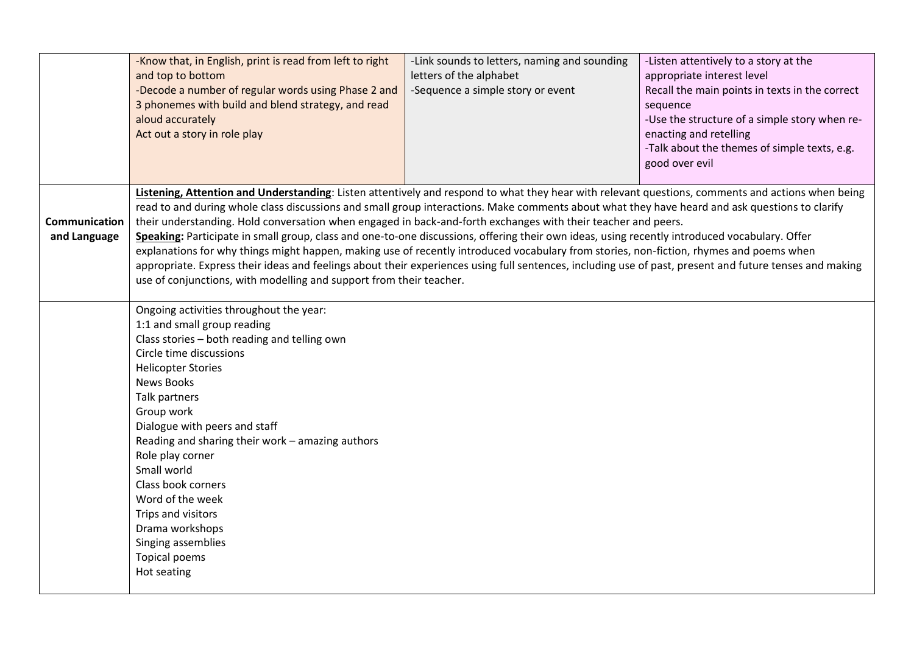| | | | |
|---|---|---|---|
| | -Know that, in English, print is read from left to right and top to bottom<br>-Decode a number of regular words using Phase 2 and 3 phonemes with build and blend strategy, and read aloud accurately<br>Act out a story in role play | -Link sounds to letters, naming and sounding letters of the alphabet<br>-Sequence a simple story or event | -Listen attentively to a story at the appropriate interest level<br>Recall the main points in texts in the correct sequence<br>-Use the structure of a simple story when re-enacting and retelling<br>-Talk about the themes of simple texts, e.g. good over evil |
| **Communication and Language** | **Listening, Attention and Understanding**: Listen attentively and respond to what they hear with relevant questions, comments and actions when being read to and during whole class discussions and small group interactions. Make comments about what they have heard and ask questions to clarify their understanding. Hold conversation when engaged in back-and-forth exchanges with their teacher and peers.<br>**Speaking:** Participate in small group, class and one-to-one discussions, offering their own ideas, using recently introduced vocabulary. Offer explanations for why things might happen, making use of recently introduced vocabulary from stories, non-fiction, rhymes and poems when appropriate. Express their ideas and feelings about their experiences using full sentences, including use of past, present and future tenses and making use of conjunctions, with modelling and support from their teacher. | | |
| | Ongoing activities throughout the year:<br>1:1 and small group reading<br>Class stories – both reading and telling own<br>Circle time discussions<br>Helicopter Stories<br>News Books<br>Talk partners<br>Group work<br>Dialogue with peers and staff<br>Reading and sharing their work – amazing authors<br>Role play corner<br>Small world<br>Class book corners<br>Word of the week<br>Trips and visitors<br>Drama workshops<br>Singing assemblies<br>Topical poems<br>Hot seating | | |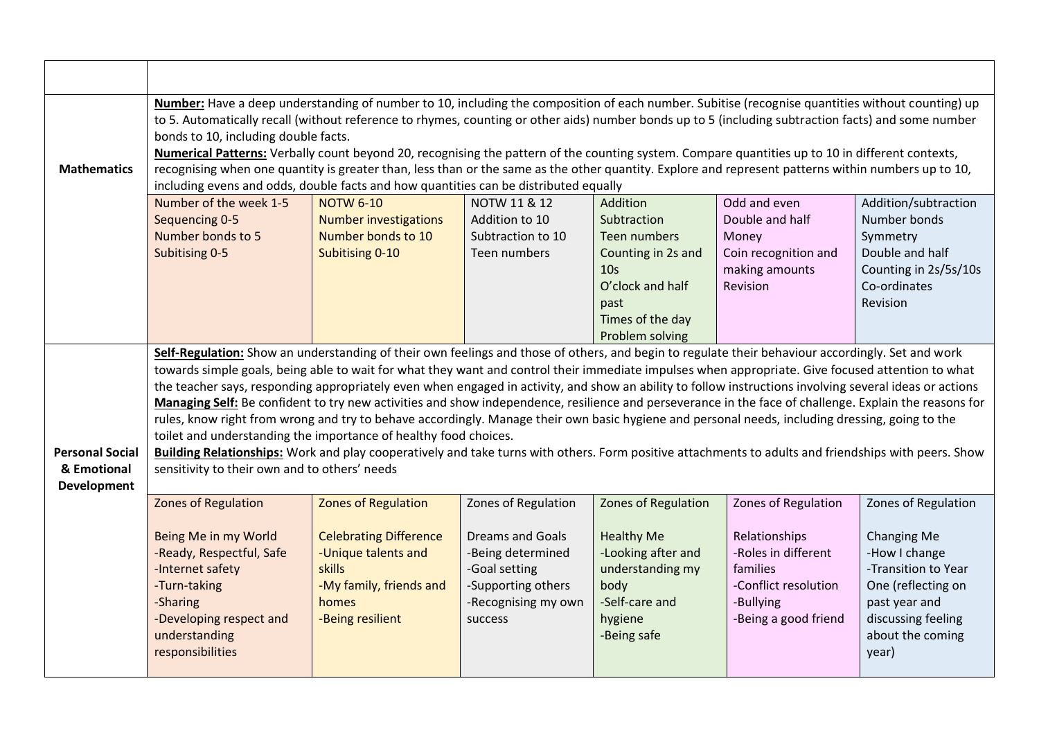| | | | | | | |
|---|---|---|---|---|---|---|
| **Mathematics** | **Number:** Have a deep understanding of number to 10, including the composition of each number. Subitise (recognise quantities without counting) up to 5. Automatically recall (without reference to rhymes, counting or other aids) number bonds up to 5 (including subtraction facts) and some number bonds to 10, including double facts.<br>**Numerical Patterns:** Verbally count beyond 20, recognising the pattern of the counting system. Compare quantities up to 10 in different contexts, recognising when one quantity is greater than, less than or the same as the other quantity. Explore and represent patterns within numbers up to 10, including evens and odds, double facts and how quantities can be distributed equally | | | | | |
| | Number of the week 1-5<br>Sequencing 0-5<br>Number bonds to 5<br>Subitising 0-5 | NOTW 6-10<br>Number investigations<br>Number bonds to 10<br>Subitising 0-10 | NOTW 11 & 12<br>Addition to 10<br>Subtraction to 10<br>Teen numbers | Addition<br>Subtraction<br>Teen numbers<br>Counting in 2s and 10s<br>O'clock and half past<br>Times of the day<br>Problem solving | Odd and even<br>Double and half<br>Money<br>Coin recognition and making amounts<br>Revision | Addition/subtraction<br>Number bonds<br>Symmetry<br>Double and half<br>Counting in 2s/5s/10s<br>Co-ordinates<br>Revision |
| **Personal Social & Emotional Development** | **Self-Regulation:** Show an understanding of their own feelings and those of others, and begin to regulate their behaviour accordingly. Set and work towards simple goals, being able to wait for what they want and control their immediate impulses when appropriate. Give focused attention to what the teacher says, responding appropriately even when engaged in activity, and show an ability to follow instructions involving several ideas or actions<br>**Managing Self:** Be confident to try new activities and show independence, resilience and perseverance in the face of challenge. Explain the reasons for rules, know right from wrong and try to behave accordingly. Manage their own basic hygiene and personal needs, including dressing, going to the toilet and understanding the importance of healthy food choices.<br>**Building Relationships:** Work and play cooperatively and take turns with others. Form positive attachments to adults and friendships with peers. Show sensitivity to their own and to others' needs | | | | | |
| | Zones of Regulation<br><br>Being Me in my World<br>-Ready, Respectful, Safe<br>-Internet safety<br>-Turn-taking<br>-Sharing<br>-Developing respect and understanding responsibilities | Zones of Regulation<br><br>Celebrating Difference<br>-Unique talents and skills<br>-My family, friends and homes<br>-Being resilient | Zones of Regulation<br><br>Dreams and Goals<br>-Being determined<br>-Goal setting<br>-Supporting others<br>-Recognising my own success | Zones of Regulation<br><br>Healthy Me<br>-Looking after and understanding my body<br>-Self-care and hygiene<br>-Being safe | Zones of Regulation<br><br>Relationships<br>-Roles in different families<br>-Conflict resolution<br>-Bullying<br>-Being a good friend | Zones of Regulation<br><br>Changing Me<br>-How I change<br>-Transition to Year One (reflecting on past year and discussing feeling about the coming year) |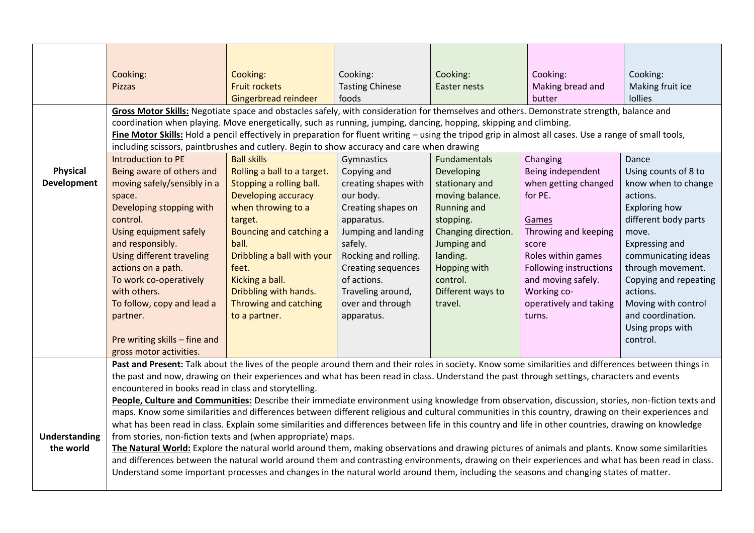| | | | | | | |
|---|---|---|---|---|---|---|
| | Cooking:<br>Pizzas | Cooking:<br>Fruit rockets<br>Gingerbread reindeer | Cooking:<br>Tasting Chinese foods | Cooking:<br>Easter nests | Cooking:<br>Making bread and butter | Cooking:<br>Making fruit ice lollies |
| **Physical Development** | **<u>Gross Motor Skills:</u>** Negotiate space and obstacles safely, with consideration for themselves and others. Demonstrate strength, balance and coordination when playing. Move energetically, such as running, jumping, dancing, hopping, skipping and climbing.<br>**<u>Fine Motor Skills:</u>** Hold a pencil effectively in preparation for fluent writing – using the tripod grip in almost all cases. Use a range of small tools, including scissors, paintbrushes and cutlery. Begin to show accuracy and care when drawing | | | | | |
| | <u>Introduction to PE</u><br>Being aware of others and moving safely/sensibly in a space.<br>Developing stopping with control.<br>Using equipment safely and responsibly.<br>Using different traveling actions on a path.<br>To work co-operatively with others.<br>To follow, copy and lead a partner.<br><br>Pre writing skills – fine and gross motor activities. | <u>Ball skills</u><br>Rolling a ball to a target.<br>Stopping a rolling ball.<br>Developing accuracy when throwing to a target.<br>Bouncing and catching a ball.<br>Dribbling a ball with your feet.<br>Kicking a ball.<br>Dribbling with hands.<br>Throwing and catching to a partner. | <u>Gymnastics</u><br>Copying and creating shapes with our body.<br>Creating shapes on apparatus.<br>Jumping and landing safely.<br>Rocking and rolling.<br>Creating sequences of actions.<br>Traveling around, over and through apparatus. | <u>Fundamentals</u><br>Developing stationary and moving balance.<br>Running and stopping.<br>Changing direction.<br>Jumping and landing.<br>Hopping with control.<br>Different ways to travel. | <u>Changing</u><br>Being independent when getting changed for PE.<br><br><u>Games</u><br>Throwing and keeping score<br>Roles within games<br>Following instructions and moving safely.<br>Working co-operatively and taking turns. | <u>Dance</u><br>Using counts of 8 to know when to change actions.<br>Exploring how different body parts move.<br>Expressing and communicating ideas through movement.<br>Copying and repeating actions.<br>Moving with control and coordination.<br>Using props with control. |
| **Understanding the world** | **<u>Past and Present:</u>** Talk about the lives of the people around them and their roles in society. Know some similarities and differences between things in the past and now, drawing on their experiences and what has been read in class. Understand the past through settings, characters and events encountered in books read in class and storytelling.<br>**<u>People, Culture and Communities:</u>** Describe their immediate environment using knowledge from observation, discussion, stories, non-fiction texts and maps. Know some similarities and differences between different religious and cultural communities in this country, drawing on their experiences and what has been read in class. Explain some similarities and differences between life in this country and life in other countries, drawing on knowledge from stories, non-fiction texts and (when appropriate) maps.<br>**<u>The Natural World:</u>** Explore the natural world around them, making observations and drawing pictures of animals and plants. Know some similarities and differences between the natural world around them and contrasting environments, drawing on their experiences and what has been read in class. Understand some important processes and changes in the natural world around them, including the seasons and changing states of matter. | | | | | |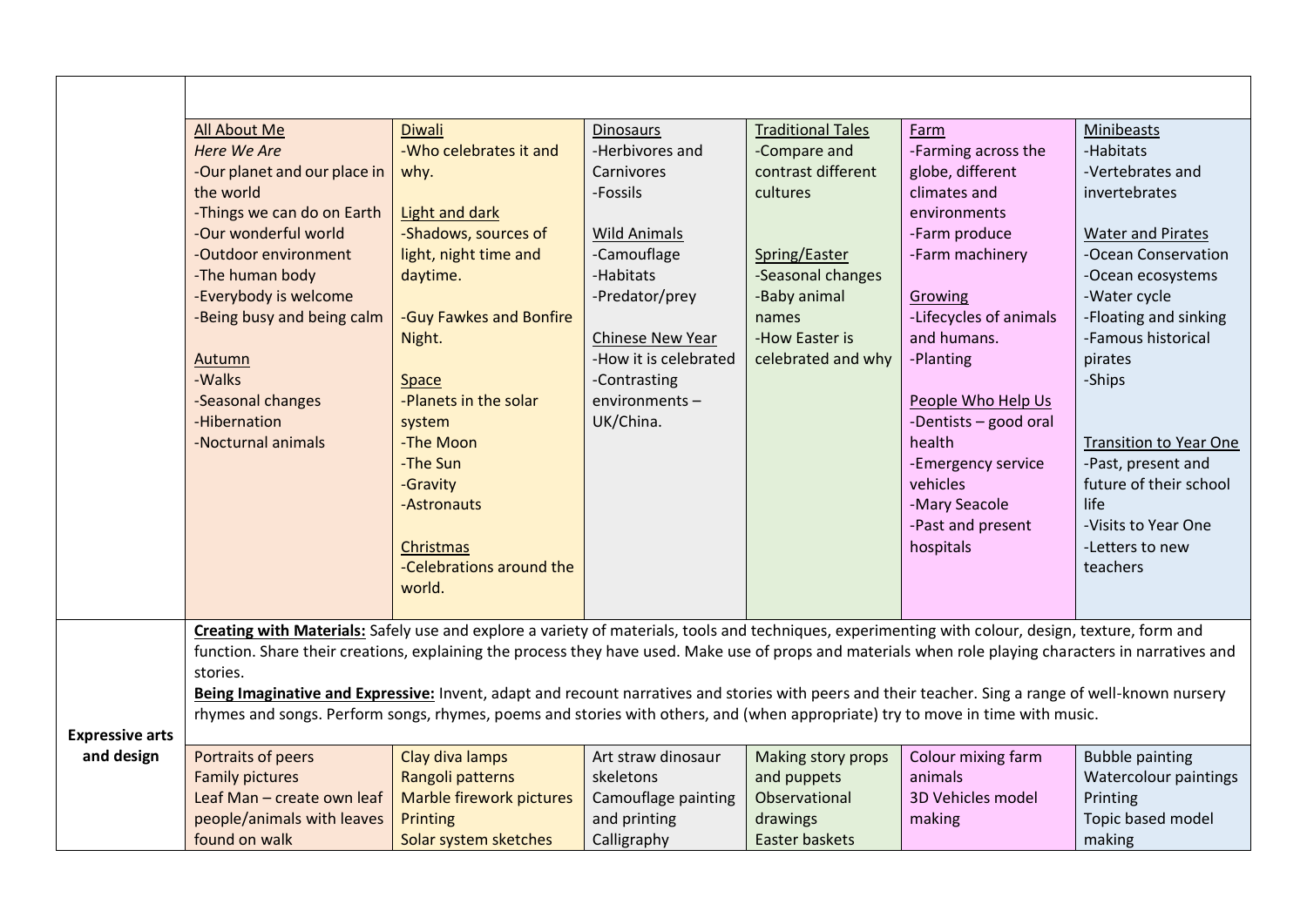| | | | | | | |
|---|---|---|---|---|---|---|
| | | | | | | |
| | <u>All About Me</u><br>*Here We Are*<br>-Our planet and our place in the world<br>-Things we can do on Earth<br>-Our wonderful world<br>-Outdoor environment<br>-The human body<br>-Everybody is welcome<br>-Being busy and being calm<br><br><u>Autumn</u><br>-Walks<br>-Seasonal changes<br>-Hibernation<br>-Nocturnal animals | <u>Diwali</u><br>-Who celebrates it and why.<br><br><u>Light and dark</u><br>-Shadows, sources of light, night time and daytime.<br><br>-Guy Fawkes and Bonfire Night.<br><br><u>Space</u><br>-Planets in the solar system<br>-The Moon<br>-The Sun<br>-Gravity<br>-Astronauts<br><br><u>Christmas</u><br>-Celebrations around the world. | <u>Dinosaurs</u><br>-Herbivores and Carnivores<br>-Fossils<br><br><u>Wild Animals</u><br>-Camouflage<br>-Habitats<br>-Predator/prey<br><br><u>Chinese New Year</u><br>-How it is celebrated<br>-Contrasting environments – UK/China. | <u>Traditional Tales</u><br>-Compare and contrast different cultures<br><br><u>Spring/Easter</u><br>-Seasonal changes<br>-Baby animal names<br>-How Easter is celebrated and why | <u>Farm</u><br>-Farming across the globe, different climates and environments<br>-Farm produce<br>-Farm machinery<br><br><u>Growing</u><br>-Lifecycles of animals and humans.<br>-Planting<br><br><u>People Who Help Us</u><br>-Dentists – good oral health<br>-Emergency service vehicles<br>-Mary Seacole<br>-Past and present hospitals | <u>Minibeasts</u><br>-Habitats<br>-Vertebrates and invertebrates<br><br><u>Water and Pirates</u><br>-Ocean Conservation<br>-Ocean ecosystems<br>-Water cycle<br>-Floating and sinking<br>-Famous historical pirates<br>-Ships<br><br><u>Transition to Year One</u><br>-Past, present and future of their school life<br>-Visits to Year One<br>-Letters to new teachers |
| **Expressive arts and design** | **<u>Creating with Materials:</u>** Safely use and explore a variety of materials, tools and techniques, experimenting with colour, design, texture, form and function. Share their creations, explaining the process they have used. Make use of props and materials when role playing characters in narratives and stories.<br>**<u>Being Imaginative and Expressive:</u>** Invent, adapt and recount narratives and stories with peers and their teacher. Sing a range of well-known nursery rhymes and songs. Perform songs, rhymes, poems and stories with others, and (when appropriate) try to move in time with music. | | | | | |
| | Portraits of peers<br>Family pictures<br>Leaf Man – create own leaf people/animals with leaves found on walk | Clay diva lamps<br>Rangoli patterns<br>Marble firework pictures<br>Printing<br>Solar system sketches | Art straw dinosaur skeletons<br>Camouflage painting and printing<br>Calligraphy | Making story props and puppets<br>Observational drawings<br>Easter baskets | Colour mixing farm animals<br>3D Vehicles model making | Bubble painting<br>Watercolour paintings<br>Printing<br>Topic based model making |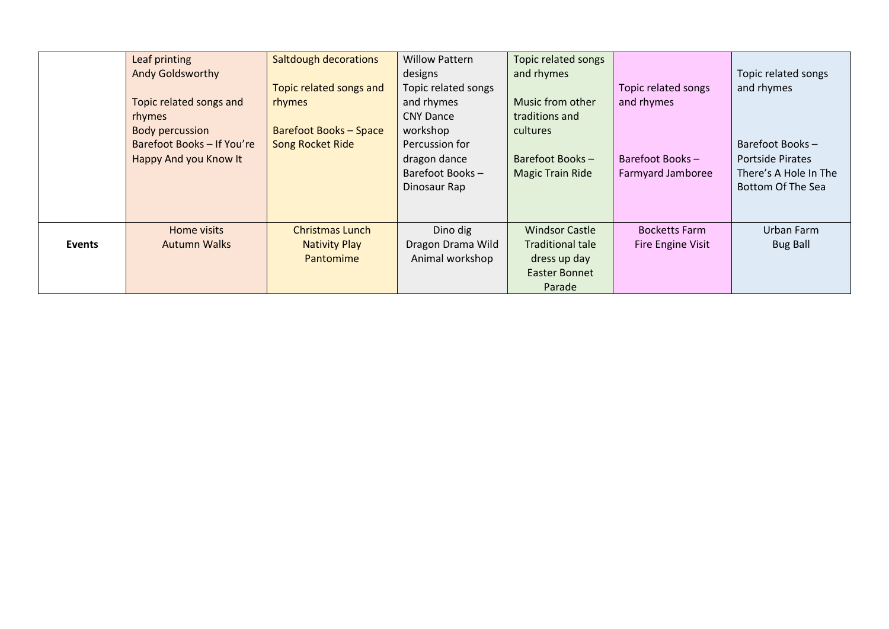| | | | | | | |
|---|---|---|---|---|---|---|
| | Leaf printing<br>Andy Goldsworthy<br><br>Topic related songs and rhymes<br>Body percussion<br>Barefoot Books – If You're Happy And you Know It | Saltdough decorations<br><br>Topic related songs and rhymes<br><br>Barefoot Books – Space Song Rocket Ride | Willow Pattern designs<br>Topic related songs and rhymes<br>CNY Dance workshop<br>Percussion for dragon dance<br>Barefoot Books – Dinosaur Rap | Topic related songs and rhymes<br><br>Music from other traditions and cultures<br><br>Barefoot Books – Magic Train Ride | Topic related songs and rhymes<br><br>Barefoot Books – Farmyard Jamboree | Topic related songs and rhymes<br><br>Barefoot Books – Portside Pirates<br>There's A Hole In The Bottom Of The Sea |
| **Events** | Home visits<br>Autumn Walks | Christmas Lunch<br>Nativity Play<br>Pantomime | Dino dig<br>Dragon Drama Wild Animal workshop | Windsor Castle<br>Traditional tale dress up day<br>Easter Bonnet Parade | Bocketts Farm<br>Fire Engine Visit | Urban Farm<br>Bug Ball |